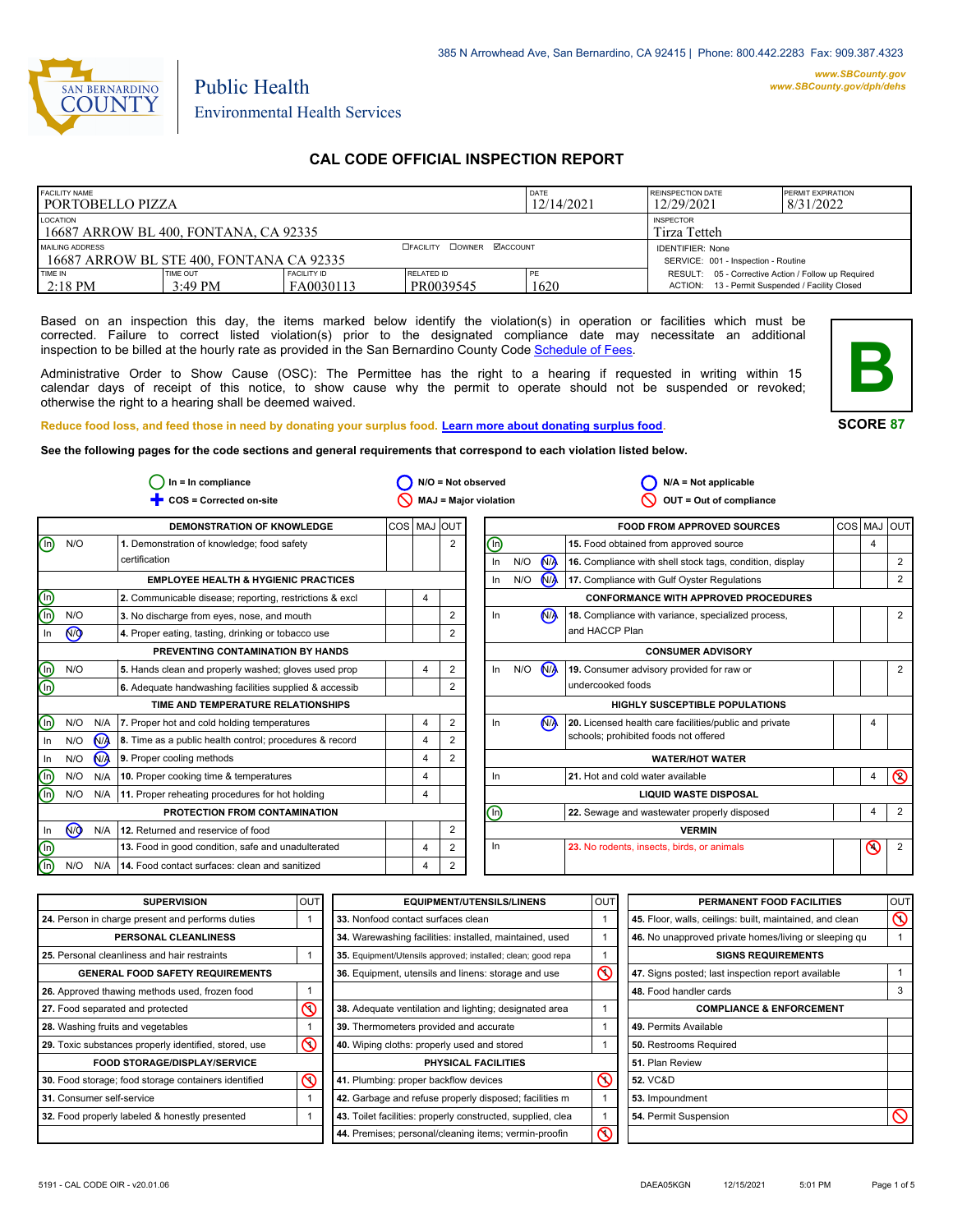385 N Arrowhead Ave, San Bernardino, CA 92415 | Phone: 800.442.2283 Fax: 909.387.4323

www.SBCounty.gov
www.SBCounty.gov/dph/dehs

SAN BERNARDINO COUNTY

Public Health
Environmental Health Services

# CAL CODE OFFICIAL INSPECTION REPORT

| FACILITY NAME | | | | DATE | REINSPECTION DATE | PERMIT EXPIRATION |
|---|---|---|---|---|---|---|
| PORTOBELLO PIZZA | | | | 12/14/2021 | 12/29/2021 | 8/31/2022 |
| LOCATION: 16687 ARROW BL 400, FONTANA, CA 92335 | | | | | INSPECTOR: Tirza Tetteh | |
| MAILING ADDRESS: 16687 ARROW BL STE 400, FONTANA CA 92335 | | | ☐FACILITY ☐OWNER ☑ACCOUNT | | IDENTIFIER: None; SERVICE: 001 - Inspection - Routine | |
| TIME IN: 2:18 PM | TIME OUT: 3:49 PM | FACILITY ID: FA0030113 | RELATED ID: PR0039545 | PE: 1620 | RESULT: 05 - Corrective Action / Follow up Required; ACTION: 13 - Permit Suspended / Facility Closed | |

Based on an inspection this day, the items marked below identify the violation(s) in operation or facilities which must be corrected. Failure to correct listed violation(s) prior to the designated compliance date may necessitate an additional inspection to be billed at the hourly rate as provided in the San Bernardino County Code Schedule of Fees.

Administrative Order to Show Cause (OSC): The Permittee has the right to a hearing if requested in writing within 15 calendar days of receipt of this notice, to show cause why the permit to operate should not be suspended or revoked; otherwise the right to a hearing shall be deemed waived.

**B**
**SCORE 87**

Reduce food loss, and feed those in need by donating your surplus food. Learn more about donating surplus food.

**See the following pages for the code sections and general requirements that correspond to each violation listed below.**

In = In compliance | N/O = Not observed | N/A = Not applicable
COS = Corrected on-site | MAJ = Major violation | OUT = Out of compliance

| | | | DEMONSTRATION OF KNOWLEDGE | COS | MAJ | OUT |
|---|---|---|---|---|---|---|
| **In** | N/O | | 1. Demonstration of knowledge; food safety certification | | | 2 |
| | | | **EMPLOYEE HEALTH & HYGIENIC PRACTICES** | | | |
| **In** | | | 2. Communicable disease; reporting, restrictions & excl | | 4 | |
| **In** | N/O | | 3. No discharge from eyes, nose, and mouth | | | 2 |
| In | **N/O** | | 4. Proper eating, tasting, drinking or tobacco use | | | 2 |
| | | | **PREVENTING CONTAMINATION BY HANDS** | | | |
| **In** | N/O | | 5. Hands clean and properly washed; gloves used prop | | 4 | 2 |
| **In** | | | 6. Adequate handwashing facilities supplied & accessib | | | 2 |
| | | | **TIME AND TEMPERATURE RELATIONSHIPS** | | | |
| **In** | N/O | N/A | 7. Proper hot and cold holding temperatures | | 4 | 2 |
| In | N/O | **N/A** | 8. Time as a public health control; procedures & record | | 4 | 2 |
| In | N/O | **N/A** | 9. Proper cooling methods | | 4 | 2 |
| **In** | N/O | N/A | 10. Proper cooking time & temperatures | | 4 | |
| **In** | N/O | N/A | 11. Proper reheating procedures for hot holding | | 4 | |
| | | | **PROTECTION FROM CONTAMINATION** | | | |
| In | **N/O** | N/A | 12. Returned and reservice of food | | | 2 |
| **In** | | | 13. Food in good condition, safe and unadulterated | | 4 | 2 |
| **In** | N/O | N/A | 14. Food contact surfaces: clean and sanitized | | 4 | 2 |

| | | | FOOD FROM APPROVED SOURCES | COS | MAJ | OUT |
|---|---|---|---|---|---|---|
| **In** | | | 15. Food obtained from approved source | | 4 | |
| In | N/O | **N/A** | 16. Compliance with shell stock tags, condition, display | | | 2 |
| In | N/O | **N/A** | 17. Compliance with Gulf Oyster Regulations | | | 2 |
| | | | **CONFORMANCE WITH APPROVED PROCEDURES** | | | |
| In | | **N/A** | 18. Compliance with variance, specialized process, and HACCP Plan | | | 2 |
| | | | **CONSUMER ADVISORY** | | | |
| In | N/O | **N/A** | 19. Consumer advisory provided for raw or undercooked foods | | | 2 |
| | | | **HIGHLY SUSCEPTIBLE POPULATIONS** | | | |
| In | | **N/A** | 20. Licensed health care facilities/public and private schools; prohibited foods not offered | | 4 | |
| | | | **WATER/HOT WATER** | | | |
| In | | | 21. Hot and cold water available | | 4 | **OUT** |
| | | | **LIQUID WASTE DISPOSAL** | | | |
| **In** | | | 22. Sewage and wastewater properly disposed | | 4 | 2 |
| | | | **VERMIN** | | | |
| In | | | 23. No rodents, insects, birds, or animals | | **MAJ** | 2 |

| SUPERVISION | OUT |
|---|---|
| 24. Person in charge present and performs duties | 1 |
| **PERSONAL CLEANLINESS** | |
| 25. Personal cleanliness and hair restraints | 1 |
| **GENERAL FOOD SAFETY REQUIREMENTS** | |
| 26. Approved thawing methods used, frozen food | 1 |
| 27. Food separated and protected | **OUT** |
| 28. Washing fruits and vegetables | 1 |
| 29. Toxic substances properly identified, stored, use | **OUT** |
| **FOOD STORAGE/DISPLAY/SERVICE** | |
| 30. Food storage; food storage containers identified | **OUT** |
| 31. Consumer self-service | 1 |
| 32. Food properly labeled & honestly presented | 1 |

| EQUIPMENT/UTENSILS/LINENS | OUT |
|---|---|
| 33. Nonfood contact surfaces clean | 1 |
| 34. Warewashing facilities: installed, maintained, used | 1 |
| 35. Equipment/Utensils approved; installed; clean; good repa | 1 |
| 36. Equipment, utensils and linens: storage and use | **OUT** |
| 38. Adequate ventilation and lighting; designated area | 1 |
| 39. Thermometers provided and accurate | 1 |
| 40. Wiping cloths: properly used and stored | 1 |
| **PHYSICAL FACILITIES** | |
| 41. Plumbing: proper backflow devices | **OUT** |
| 42. Garbage and refuse properly disposed; facilities m | 1 |
| 43. Toilet facilities: properly constructed, supplied, clea | 1 |
| 44. Premises; personal/cleaning items; vermin-proofin | **OUT** |

| PERMANENT FOOD FACILITIES | OUT |
|---|---|
| 45. Floor, walls, ceilings: built, maintained, and clean | **OUT** |
| 46. No unapproved private homes/living or sleeping qu | 1 |
| **SIGNS REQUIREMENTS** | |
| 47. Signs posted; last inspection report available | 1 |
| 48. Food handler cards | 3 |
| **COMPLIANCE & ENFORCEMENT** | |
| 49. Permits Available | |
| 50. Restrooms Required | |
| 51. Plan Review | |
| 52. VC&D | |
| 53. Impoundment | |
| 54. Permit Suspension | **OUT** |

5191 - CAL CODE OIR - v20.01.06 | DAEA05KGN | 12/15/2021 | 5:01 PM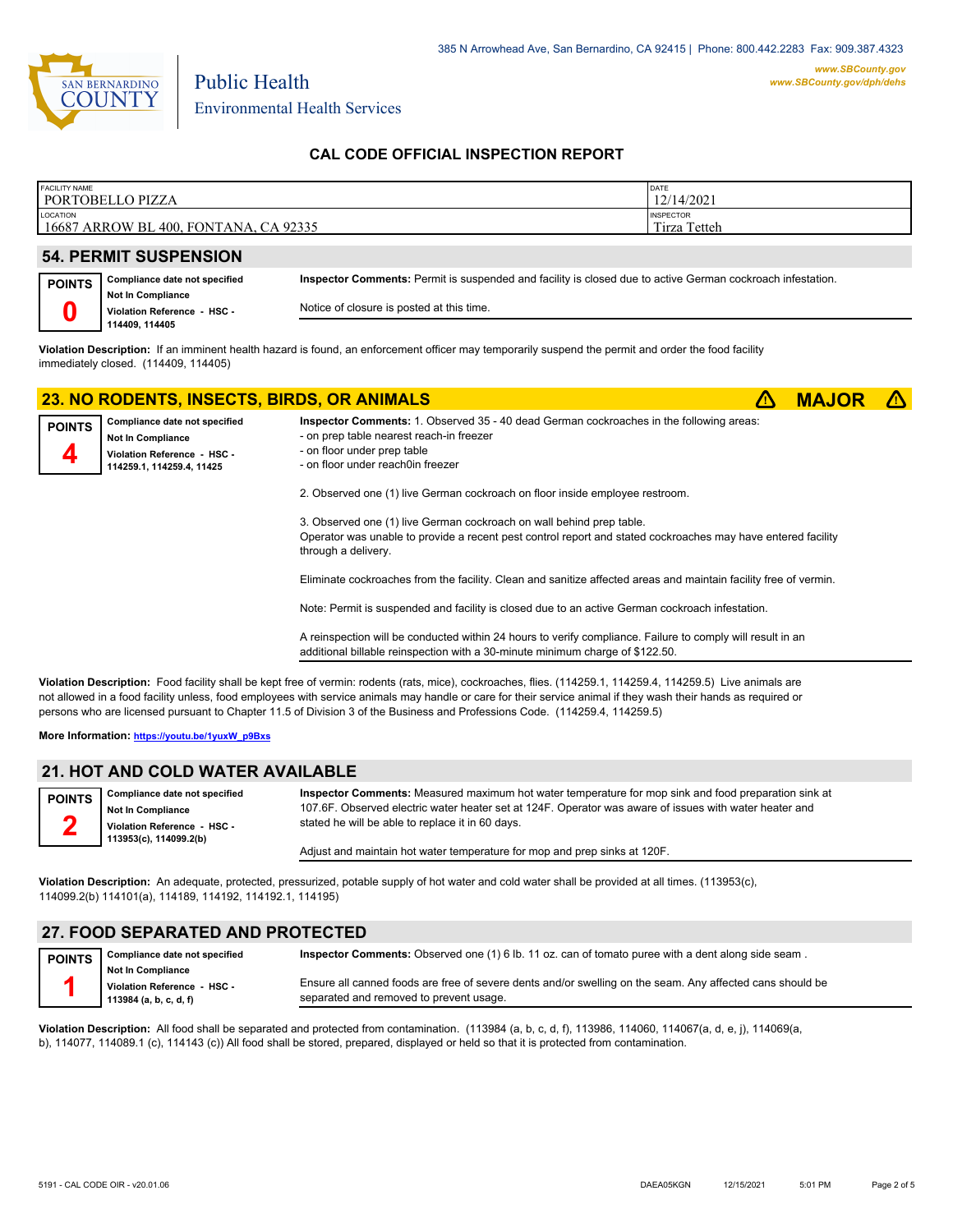Public Health
Environmental Health Services

385 N Arrowhead Ave, San Bernardino, CA 92415 | Phone: 800.442.2283 Fax: 909.387.4323
www.SBCounty.gov
www.SBCounty.gov/dph/dehs

## CAL CODE OFFICIAL INSPECTION REPORT

| | |
|---|---|
| FACILITY NAME<br>PORTOBELLO PIZZA | DATE<br>12/14/2021 |
| LOCATION<br>16687 ARROW BL 400, FONTANA, CA 92335 | INSPECTOR<br>Tirza Tetteh |

## 54. PERMIT SUSPENSION

**POINTS 0**

**Compliance date not specified**
**Not In Compliance**
**Violation Reference - HSC - 114409, 114405**

**Inspector Comments:** Permit is suspended and facility is closed due to active German cockroach infestation.

Notice of closure is posted at this time.

**Violation Description:** If an imminent health hazard is found, an enforcement officer may temporarily suspend the permit and order the food facility immediately closed. (114409, 114405)

## 23. NO RODENTS, INSECTS, BIRDS, OR ANIMALS ⚠ MAJOR ⚠

**POINTS 4**

**Compliance date not specified**
**Not In Compliance**
**Violation Reference - HSC - 114259.1, 114259.4, 11425**

**Inspector Comments:** 1. Observed 35 - 40 dead German cockroaches in the following areas:
- on prep table nearest reach-in freezer
- on floor under prep table
- on floor under reach0in freezer

2. Observed one (1) live German cockroach on floor inside employee restroom.

3. Observed one (1) live German cockroach on wall behind prep table.
Operator was unable to provide a recent pest control report and stated cockroaches may have entered facility through a delivery.

Eliminate cockroaches from the facility. Clean and sanitize affected areas and maintain facility free of vermin.

Note: Permit is suspended and facility is closed due to an active German cockroach infestation.

A reinspection will be conducted within 24 hours to verify compliance. Failure to comply will result in an additional billable reinspection with a 30-minute minimum charge of $122.50.

**Violation Description:** Food facility shall be kept free of vermin: rodents (rats, mice), cockroaches, flies. (114259.1, 114259.4, 114259.5) Live animals are not allowed in a food facility unless, food employees with service animals may handle or care for their service animal if they wash their hands as required or persons who are licensed pursuant to Chapter 11.5 of Division 3 of the Business and Professions Code. (114259.4, 114259.5)

**More Information:** https://youtu.be/1yuxW_p9Bxs

## 21. HOT AND COLD WATER AVAILABLE

**POINTS 2**

**Compliance date not specified**
**Not In Compliance**
**Violation Reference - HSC - 113953(c), 114099.2(b)**

**Inspector Comments:** Measured maximum hot water temperature for mop sink and food preparation sink at 107.6F. Observed electric water heater set at 124F. Operator was aware of issues with water heater and stated he will be able to replace it in 60 days.

Adjust and maintain hot water temperature for mop and prep sinks at 120F.

**Violation Description:** An adequate, protected, pressurized, potable supply of hot water and cold water shall be provided at all times. (113953(c), 114099.2(b) 114101(a), 114189, 114192, 114192.1, 114195)

## 27. FOOD SEPARATED AND PROTECTED

**POINTS 1**

**Compliance date not specified**
**Not In Compliance**
**Violation Reference - HSC - 113984 (a, b, c, d, f)**

**Inspector Comments:** Observed one (1) 6 lb. 11 oz. can of tomato puree with a dent along side seam .

Ensure all canned foods are free of severe dents and/or swelling on the seam. Any affected cans should be separated and removed to prevent usage.

**Violation Description:** All food shall be separated and protected from contamination. (113984 (a, b, c, d, f), 113986, 114060, 114067(a, d, e, j), 114069(a, b), 114077, 114089.1 (c), 114143 (c)) All food shall be stored, prepared, displayed or held so that it is protected from contamination.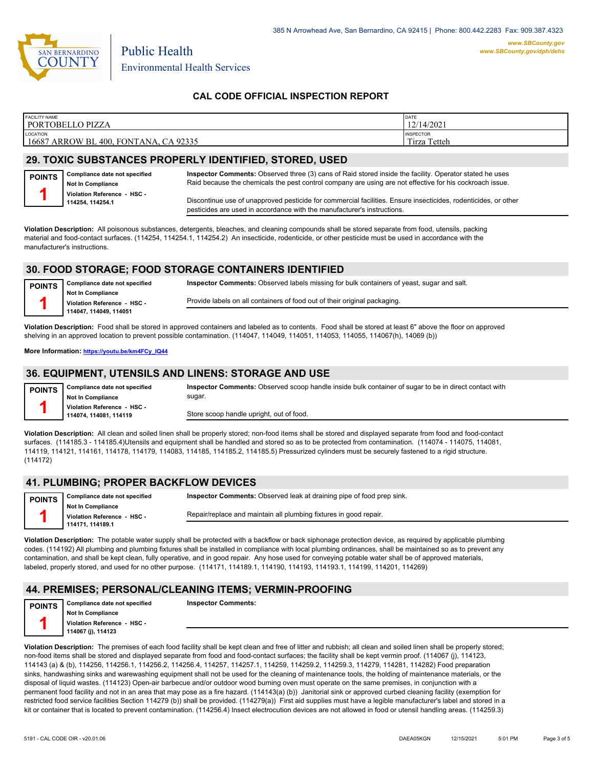385 N Arrowhead Ave, San Bernardino, CA 92415 | Phone: 800.442.2283 Fax: 909.387.4323

www.SBCounty.gov
www.SBCounty.gov/dph/dehs

Public Health
Environmental Health Services

## CAL CODE OFFICIAL INSPECTION REPORT

| FACILITY NAME | DATE |
|---|---|
| PORTOBELLO PIZZA | 12/14/2021 |
| LOCATION | INSPECTOR |
| 16687 ARROW BL 400, FONTANA, CA 92335 | Tirza Tetteh |

## 29. TOXIC SUBSTANCES PROPERLY IDENTIFIED, STORED, USED

**POINTS** 1

**Compliance date not specified**
**Not In Compliance**
**Violation Reference - HSC - 114254, 114254.1**

**Inspector Comments:** Observed three (3) cans of Raid stored inside the facility. Operator stated he uses Raid because the chemicals the pest control company are using are not effective for his cockroach issue.

Discontinue use of unapproved pesticide for commercial facilities. Ensure insecticides, rodenticides, or other pesticides are used in accordance with the manufacturer's instructions.

**Violation Description:** All poisonous substances, detergents, bleaches, and cleaning compounds shall be stored separate from food, utensils, packing material and food-contact surfaces. (114254, 114254.1, 114254.2) An insecticide, rodenticide, or other pesticide must be used in accordance with the manufacturer's instructions.

## 30. FOOD STORAGE; FOOD STORAGE CONTAINERS IDENTIFIED

**POINTS** 1

**Compliance date not specified**
**Not In Compliance**
**Violation Reference - HSC - 114047, 114049, 114051**

**Inspector Comments:** Observed labels missing for bulk containers of yeast, sugar and salt.

Provide labels on all containers of food out of their original packaging.

**Violation Description:** Food shall be stored in approved containers and labeled as to contents. Food shall be stored at least 6" above the floor on approved shelving in an approved location to prevent possible contamination. (114047, 114049, 114051, 114053, 114055, 114067(h), 14069 (b))

**More Information:** https://youtu.be/km4FCy_IQ44

## 36. EQUIPMENT, UTENSILS AND LINENS: STORAGE AND USE

**POINTS** 1

**Compliance date not specified**
**Not In Compliance**
**Violation Reference - HSC - 114074, 114081, 114119**

**Inspector Comments:** Observed scoop handle inside bulk container of sugar to be in direct contact with sugar.

Store scoop handle upright, out of food.

**Violation Description:** All clean and soiled linen shall be properly stored; non-food items shall be stored and displayed separate from food and food-contact surfaces. (114185.3 - 114185.4)Utensils and equipment shall be handled and stored so as to be protected from contamination. (114074 - 114075, 114081, 114119, 114121, 114161, 114178, 114179, 114083, 114185, 114185.2, 114185.5) Pressurized cylinders must be securely fastened to a rigid structure. (114172)

## 41. PLUMBING; PROPER BACKFLOW DEVICES

**POINTS** 1

**Compliance date not specified**
**Not In Compliance**
**Violation Reference - HSC - 114171, 114189.1**

**Inspector Comments:** Observed leak at draining pipe of food prep sink.

Repair/replace and maintain all plumbing fixtures in good repair.

**Violation Description:** The potable water supply shall be protected with a backflow or back siphonage protection device, as required by applicable plumbing codes. (114192) All plumbing and plumbing fixtures shall be installed in compliance with local plumbing ordinances, shall be maintained so as to prevent any contamination, and shall be kept clean, fully operative, and in good repair. Any hose used for conveying potable water shall be of approved materials, labeled, properly stored, and used for no other purpose. (114171, 114189.1, 114190, 114193, 114193.1, 114199, 114201, 114269)

## 44. PREMISES; PERSONAL/CLEANING ITEMS; VERMIN-PROOFING

**POINTS** 1

**Compliance date not specified**
**Not In Compliance**
**Violation Reference - HSC - 114067 (j), 114123**

**Inspector Comments:**

**Violation Description:** The premises of each food facility shall be kept clean and free of litter and rubbish; all clean and soiled linen shall be properly stored; non-food items shall be stored and displayed separate from food and food-contact surfaces; the facility shall be kept vermin proof. (114067 (j), 114123, 114143 (a) & (b), 114256, 114256.1, 114256.2, 114256.4, 114257, 114257.1, 114259, 114259.2, 114259.3, 114279, 114281, 114282) Food preparation sinks, handwashing sinks and warewashing equipment shall not be used for the cleaning of maintenance tools, the holding of maintenance materials, or the disposal of liquid wastes. (114123) Open-air barbecue and/or outdoor wood burning oven must operate on the same premises, in conjunction with a permanent food facility and not in an area that may pose as a fire hazard. (114143(a) (b)) Janitorial sink or approved curbed cleaning facility (exemption for restricted food service facilities Section 114279 (b)) shall be provided. (114279(a)) First aid supplies must have a legible manufacturer's label and stored in a kit or container that is located to prevent contamination. (114256.4) Insect electrocution devices are not allowed in food or utensil handling areas. (114259.3)

5191 - CAL CODE OIR - v20.01.06 DAEA05KGN 12/15/2021 5:01 PM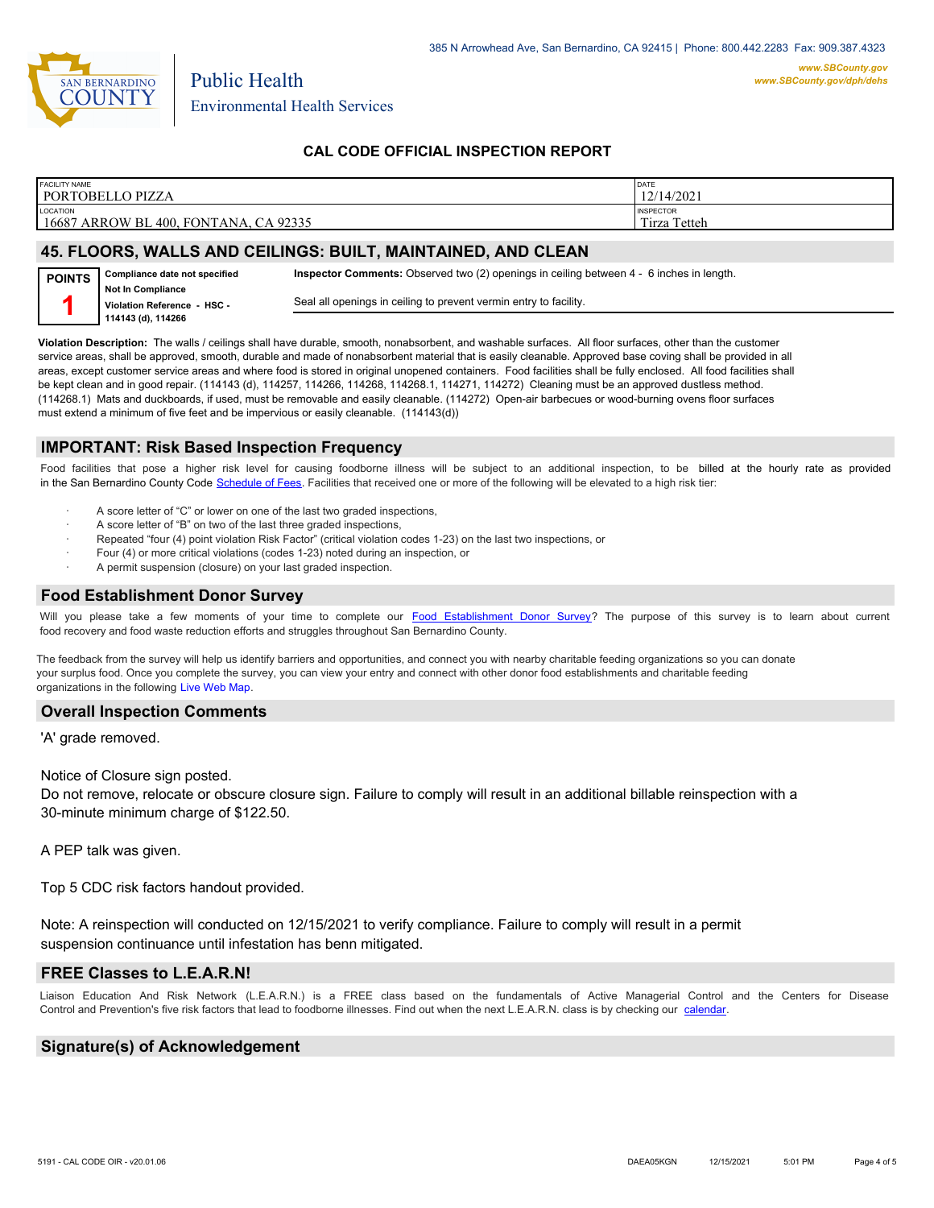385 N Arrowhead Ave, San Bernardino, CA 92415 | Phone: 800.442.2283 Fax: 909.387.4323

www.SBCounty.gov
www.SBCounty.gov/dph/dehs

Public Health
Environmental Health Services

## CAL CODE OFFICIAL INSPECTION REPORT

| FACILITY NAME | DATE |
|---|---|
| PORTOBELLO PIZZA | 12/14/2021 |
| LOCATION | INSPECTOR |
| 16687 ARROW BL 400, FONTANA, CA 92335 | Tirza Tetteh |

## 45. FLOORS, WALLS AND CEILINGS: BUILT, MAINTAINED, AND CLEAN

**POINTS** 1

**Compliance date not specified**
**Not In Compliance**
**Violation Reference - HSC - 114143 (d), 114266**

**Inspector Comments:** Observed two (2) openings in ceiling between 4 - 6 inches in length.

Seal all openings in ceiling to prevent vermin entry to facility.

**Violation Description:** The walls / ceilings shall have durable, smooth, nonabsorbent, and washable surfaces. All floor surfaces, other than the customer service areas, shall be approved, smooth, durable and made of nonabsorbent material that is easily cleanable. Approved base coving shall be provided in all areas, except customer service areas and where food is stored in original unopened containers. Food facilities shall be fully enclosed. All food facilities shall be kept clean and in good repair. (114143 (d), 114257, 114266, 114268, 114268.1, 114271, 114272) Cleaning must be an approved dustless method. (114268.1) Mats and duckboards, if used, must be removable and easily cleanable. (114272) Open-air barbecues or wood-burning ovens floor surfaces must extend a minimum of five feet and be impervious or easily cleanable. (114143(d))

## IMPORTANT: Risk Based Inspection Frequency

Food facilities that pose a higher risk level for causing foodborne illness will be subject to an additional inspection, to be billed at the hourly rate as provided in the San Bernardino County Code Schedule of Fees. Facilities that received one or more of the following will be elevated to a high risk tier:

- A score letter of “C” or lower on one of the last two graded inspections,
- A score letter of “B” on two of the last three graded inspections,
- Repeated “four (4) point violation Risk Factor” (critical violation codes 1-23) on the last two inspections, or
- Four (4) or more critical violations (codes 1-23) noted during an inspection, or
- A permit suspension (closure) on your last graded inspection.

## Food Establishment Donor Survey

Will you please take a few moments of your time to complete our Food Establishment Donor Survey? The purpose of this survey is to learn about current food recovery and food waste reduction efforts and struggles throughout San Bernardino County.

The feedback from the survey will help us identify barriers and opportunities, and connect you with nearby charitable feeding organizations so you can donate your surplus food. Once you complete the survey, you can view your entry and connect with other donor food establishments and charitable feeding organizations in the following Live Web Map.

## Overall Inspection Comments

'A' grade removed.

Notice of Closure sign posted.
Do not remove, relocate or obscure closure sign. Failure to comply will result in an additional billable reinspection with a 30-minute minimum charge of $122.50.

A PEP talk was given.

Top 5 CDC risk factors handout provided.

Note: A reinspection will conducted on 12/15/2021 to verify compliance. Failure to comply will result in a permit suspension continuance until infestation has benn mitigated.

## FREE Classes to L.E.A.R.N!

Liaison Education And Risk Network (L.E.A.R.N.) is a FREE class based on the fundamentals of Active Managerial Control and the Centers for Disease Control and Prevention's five risk factors that lead to foodborne illnesses. Find out when the next L.E.A.R.N. class is by checking our calendar.

## Signature(s) of Acknowledgement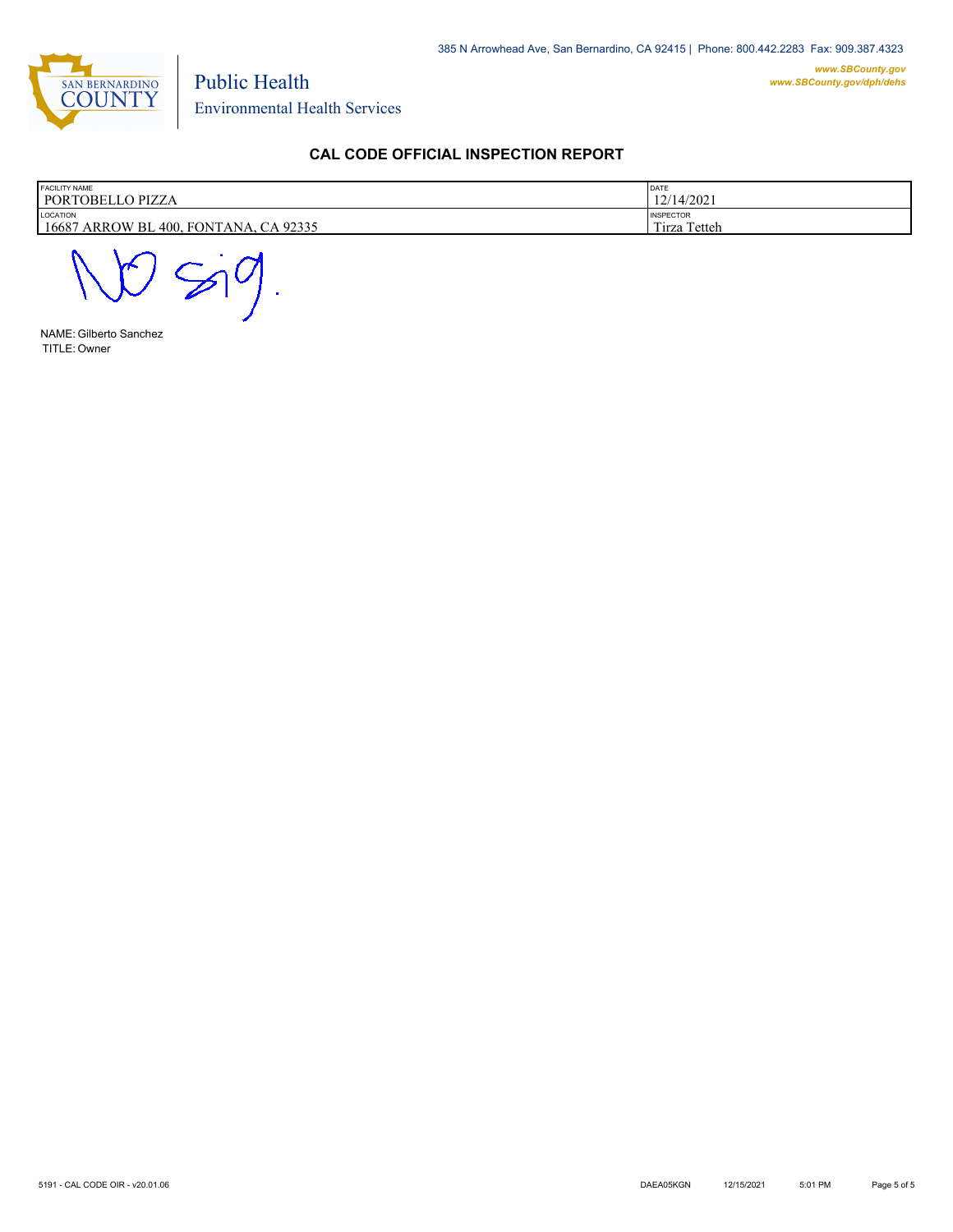385 N Arrowhead Ave, San Bernardino, CA 92415 | Phone: 800.442.2283 Fax: 909.387.4323

*www.SBCounty.gov*
*www.SBCounty.gov/dph/dehs*

SAN BERNARDINO COUNTY

Public Health
Environmental Health Services

## CAL CODE OFFICIAL INSPECTION REPORT

| | |
|---|---|
| FACILITY NAME<br>PORTOBELLO PIZZA | DATE<br>12/14/2021 |
| LOCATION<br>16687 ARROW BL 400, FONTANA, CA 92335 | INSPECTOR<br>Tirza Tetteh |

No sig.

NAME: Gilberto Sanchez
TITLE: Owner

5191 - CAL CODE OIR - v20.01.06 DAEA05KGN 12/15/2021 5:01 PM